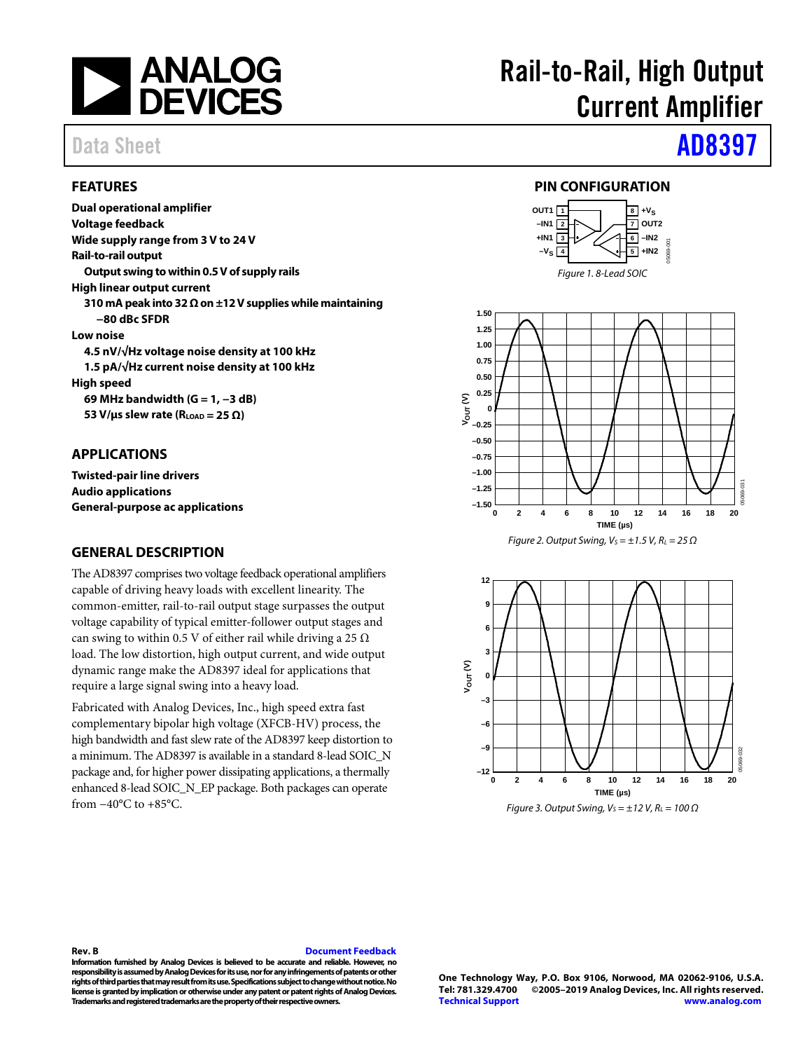# Rail-to-Rail, High Output Current Amplifier

Data Sheet **AD8397**

## FEATURES

**Dual operational amplifier**
**Voltage feedback**
**Wide supply range from 3 V to 24 V**
**Rail-to-rail output**
- **Output swing to within 0.5 V of supply rails**

**High linear output current**
- **310 mA peak into 32 Ω on ±12 V supplies while maintaining −80 dBc SFDR**

**Low noise**
- **4.5 nV/√Hz voltage noise density at 100 kHz**
- **1.5 pA/√Hz current noise density at 100 kHz**

**High speed**
- **69 MHz bandwidth (G = 1, −3 dB)**
- **53 V/μs slew rate ($R_{LOAD}$ = 25 Ω)**

## APPLICATIONS

**Twisted-pair line drivers**
**Audio applications**
**General-purpose ac applications**

## GENERAL DESCRIPTION

The AD8397 comprises two voltage feedback operational amplifiers capable of driving heavy loads with excellent linearity. The common-emitter, rail-to-rail output stage surpasses the output voltage capability of typical emitter-follower output stages and can swing to within 0.5 V of either rail while driving a 25 Ω load. The low distortion, high output current, and wide output dynamic range make the AD8397 ideal for applications that require a large signal swing into a heavy load.

Fabricated with Analog Devices, Inc., high speed extra fast complementary bipolar high voltage (XFCB-HV) process, the high bandwidth and fast slew rate of the AD8397 keep distortion to a minimum. The AD8397 is available in a standard 8-lead SOIC_N package and, for higher power dissipating applications, a thermally enhanced 8-lead SOIC_N_EP package. Both packages can operate from −40°C to +85°C.

## PIN CONFIGURATION

OUT1 1 | 8 +$V_S$
−IN1 2 | 7 OUT2
+IN1 3 | 6 −IN2
−$V_S$ 4 | 5 +IN2

*Figure 1. 8-Lead SOIC*

*Figure 2. Output Swing, $V_S$ = ±1.5 V, $R_L$ = 25 Ω*

*Figure 3. Output Swing, $V_S$ = ±12 V, $R_L$ = 100 Ω*

**Rev. B** Document Feedback

**Information furnished by Analog Devices is believed to be accurate and reliable. However, no responsibility is assumed by Analog Devices for its use, nor for any infringements of patents or other rights of third parties that may result from its use. Specifications subject to change without notice. No license is granted by implication or otherwise under any patent or patent rights of Analog Devices. Trademarks and registered trademarks are the property of their respective owners.**

**One Technology Way, P.O. Box 9106, Norwood, MA 02062-9106, U.S.A.**
**Tel: 781.329.4700 ©2005–2019 Analog Devices, Inc. All rights reserved.**
**Technical Support** **www.analog.com**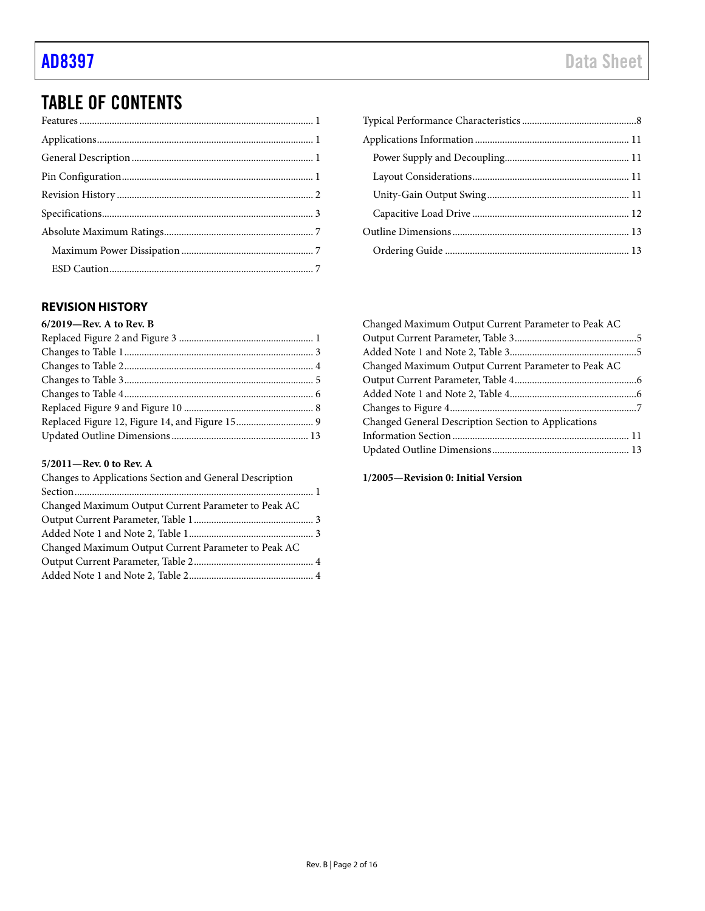## TABLE OF CONTENTS

Features ... 1
Applications ... 1
General Description ... 1
Pin Configuration ... 1
Revision History ... 2
Specifications ... 3
Absolute Maximum Ratings ... 7
  Maximum Power Dissipation ... 7
  ESD Caution ... 7
Typical Performance Characteristics ... 8
Applications Information ... 11
  Power Supply and Decoupling ... 11
  Layout Considerations ... 11
  Unity-Gain Output Swing ... 11
  Capacitive Load Drive ... 12
Outline Dimensions ... 13
  Ordering Guide ... 13

## REVISION HISTORY

**6/2019—Rev. A to Rev. B**

Replaced Figure 2 and Figure 3 ... 1
Changes to Table 1 ... 3
Changes to Table 2 ... 4
Changes to Table 3 ... 5
Changes to Table 4 ... 6
Replaced Figure 9 and Figure 10 ... 8
Replaced Figure 12, Figure 14, and Figure 15 ... 9
Updated Outline Dimensions ... 13

**5/2011—Rev. 0 to Rev. A**

Changes to Applications Section and General Description Section ... 1
Changed Maximum Output Current Parameter to Peak AC Output Current Parameter, Table 1 ... 3
Added Note 1 and Note 2, Table 1 ... 3
Changed Maximum Output Current Parameter to Peak AC Output Current Parameter, Table 2 ... 4
Added Note 1 and Note 2, Table 2 ... 4
Changed Maximum Output Current Parameter to Peak AC Output Current Parameter, Table 3 ... 5
Added Note 1 and Note 2, Table 3 ... 5
Changed Maximum Output Current Parameter to Peak AC Output Current Parameter, Table 4 ... 6
Added Note 1 and Note 2, Table 4 ... 6
Changes to Figure 4 ... 7
Changed General Description Section to Applications Information Section ... 11
Updated Outline Dimensions ... 13

**1/2005—Revision 0: Initial Version**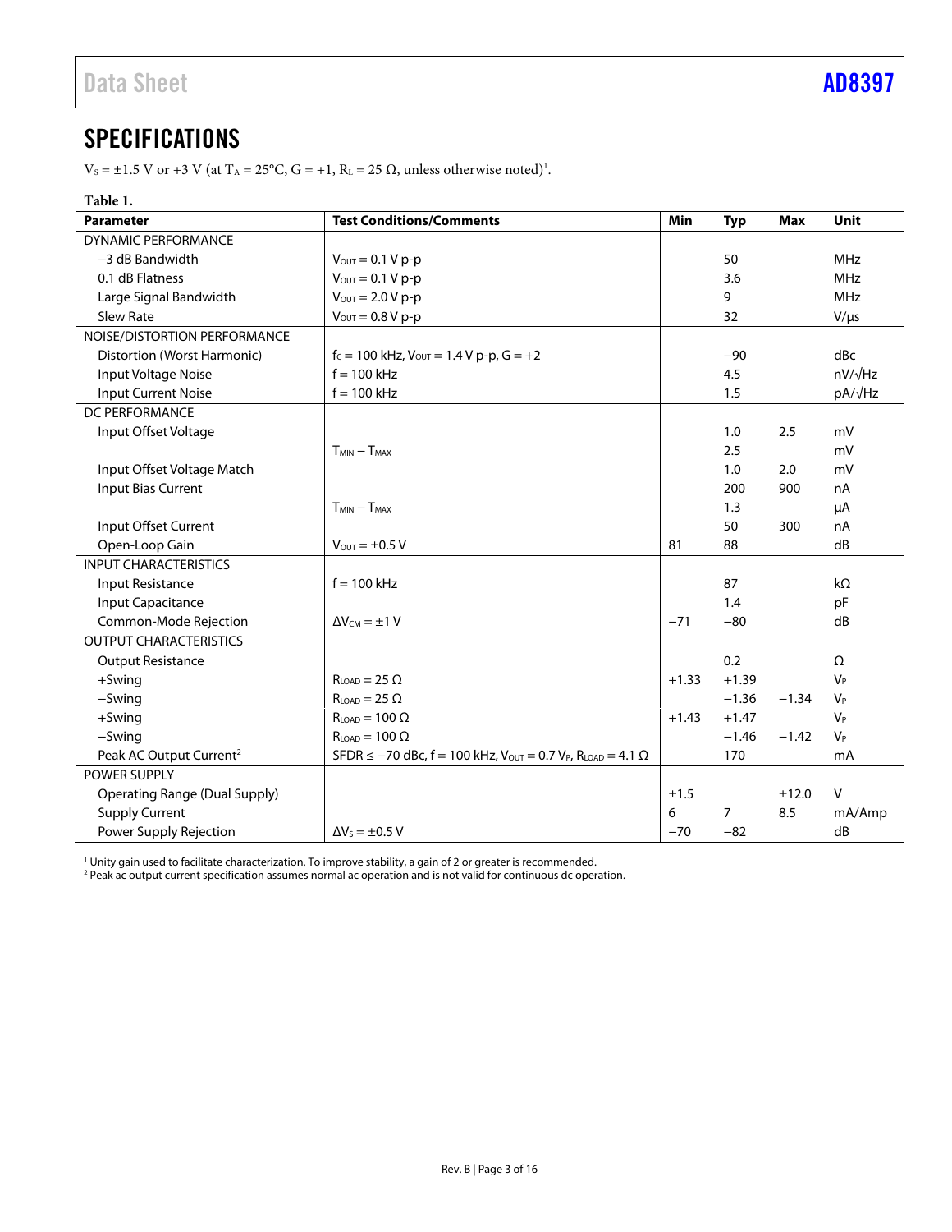## SPECIFICATIONS

$V_S$ = ±1.5 V or +3 V (at $T_A$ = 25°C, G = +1, $R_L$ = 25 Ω, unless otherwise noted)[1].

**Table 1.**

| Parameter | Test Conditions/Comments | Min | Typ | Max | Unit |
|---|---|---|---|---|---|
| DYNAMIC PERFORMANCE | | | | | |
| −3 dB Bandwidth | $V_{OUT}$ = 0.1 V p-p | | 50 | | MHz |
| 0.1 dB Flatness | $V_{OUT}$ = 0.1 V p-p | | 3.6 | | MHz |
| Large Signal Bandwidth | $V_{OUT}$ = 2.0 V p-p | | 9 | | MHz |
| Slew Rate | $V_{OUT}$ = 0.8 V p-p | | 32 | | V/μs |
| NOISE/DISTORTION PERFORMANCE | | | | | |
| Distortion (Worst Harmonic) | $f_C$ = 100 kHz, $V_{OUT}$ = 1.4 V p-p, G = +2 | | −90 | | dBc |
| Input Voltage Noise | f = 100 kHz | | 4.5 | | nV/√Hz |
| Input Current Noise | f = 100 kHz | | 1.5 | | pA/√Hz |
| DC PERFORMANCE | | | | | |
| Input Offset Voltage | | | 1.0 | 2.5 | mV |
| | $T_{MIN}$ − $T_{MAX}$ | | 2.5 | | mV |
| Input Offset Voltage Match | | | 1.0 | 2.0 | mV |
| Input Bias Current | | | 200 | 900 | nA |
| | $T_{MIN}$ − $T_{MAX}$ | | 1.3 | | μA |
| Input Offset Current | | | 50 | 300 | nA |
| Open-Loop Gain | $V_{OUT}$ = ±0.5 V | 81 | 88 | | dB |
| INPUT CHARACTERISTICS | | | | | |
| Input Resistance | f = 100 kHz | | 87 | | kΩ |
| Input Capacitance | | | 1.4 | | pF |
| Common-Mode Rejection | $\Delta V_{CM}$ = ±1 V | −71 | −80 | | dB |
| OUTPUT CHARACTERISTICS | | | | | |
| Output Resistance | | | 0.2 | | Ω |
| +Swing | $R_{LOAD}$ = 25 Ω | +1.33 | +1.39 | | $V_P$ |
| −Swing | $R_{LOAD}$ = 25 Ω | | −1.36 | −1.34 | $V_P$ |
| +Swing | $R_{LOAD}$ = 100 Ω | +1.43 | +1.47 | | $V_P$ |
| −Swing | $R_{LOAD}$ = 100 Ω | | −1.46 | −1.42 | $V_P$ |
| Peak AC Output Current[2] | SFDR ≤ −70 dBc, f = 100 kHz, $V_{OUT}$ = 0.7 $V_P$, $R_{LOAD}$ = 4.1 Ω | | 170 | | mA |
| POWER SUPPLY | | | | | |
| Operating Range (Dual Supply) | | ±1.5 | | ±12.0 | V |
| Supply Current | | 6 | 7 | 8.5 | mA/Amp |
| Power Supply Rejection | $\Delta V_S$ = ±0.5 V | −70 | −82 | | dB |

[1] Unity gain used to facilitate characterization. To improve stability, a gain of 2 or greater is recommended.
[2] Peak ac output current specification assumes normal ac operation and is not valid for continuous dc operation.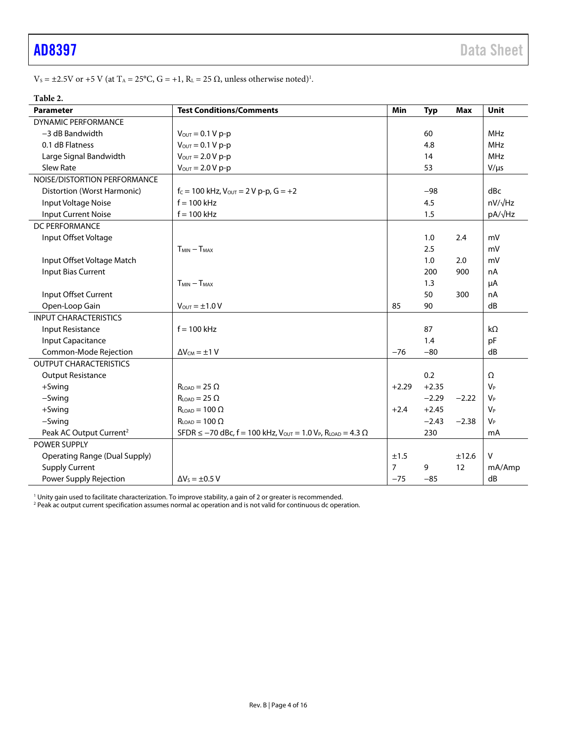$V_S = \pm 2.5V$ or $+5$ V (at $T_A = 25°C$, $G = +1$, $R_L = 25\ \Omega$, unless otherwise noted)[1].

**Table 2.**

| Parameter | Test Conditions/Comments | Min | Typ | Max | Unit |
|---|---|---|---|---|---|
| DYNAMIC PERFORMANCE | | | | | |
| −3 dB Bandwidth | $V_{OUT} = 0.1$ V p-p | | 60 | | MHz |
| 0.1 dB Flatness | $V_{OUT} = 0.1$ V p-p | | 4.8 | | MHz |
| Large Signal Bandwidth | $V_{OUT} = 2.0$ V p-p | | 14 | | MHz |
| Slew Rate | $V_{OUT} = 2.0$ V p-p | | 53 | | V/μs |
| NOISE/DISTORTION PERFORMANCE | | | | | |
| Distortion (Worst Harmonic) | $f_C = 100$ kHz, $V_{OUT} = 2$ V p-p, G = +2 | | −98 | | dBc |
| Input Voltage Noise | f = 100 kHz | | 4.5 | | nV/√Hz |
| Input Current Noise | f = 100 kHz | | 1.5 | | pA/√Hz |
| DC PERFORMANCE | | | | | |
| Input Offset Voltage | | | 1.0 | 2.4 | mV |
| | $T_{MIN} - T_{MAX}$ | | 2.5 | | mV |
| Input Offset Voltage Match | | | 1.0 | 2.0 | mV |
| Input Bias Current | | | 200 | 900 | nA |
| | $T_{MIN} - T_{MAX}$ | | 1.3 | | μA |
| Input Offset Current | | | 50 | 300 | nA |
| Open-Loop Gain | $V_{OUT} = \pm 1.0$ V | 85 | 90 | | dB |
| INPUT CHARACTERISTICS | | | | | |
| Input Resistance | f = 100 kHz | | 87 | | kΩ |
| Input Capacitance | | | 1.4 | | pF |
| Common-Mode Rejection | $\Delta V_{CM} = \pm 1$ V | −76 | −80 | | dB |
| OUTPUT CHARACTERISTICS | | | | | |
| Output Resistance | | | 0.2 | | Ω |
| +Swing | $R_{LOAD} = 25\ \Omega$ | +2.29 | +2.35 | | $V_P$ |
| −Swing | $R_{LOAD} = 25\ \Omega$ | | −2.29 | −2.22 | $V_P$ |
| +Swing | $R_{LOAD} = 100\ \Omega$ | +2.4 | +2.45 | | $V_P$ |
| −Swing | $R_{LOAD} = 100\ \Omega$ | | −2.43 | −2.38 | $V_P$ |
| Peak AC Output Current[2] | SFDR ≤ −70 dBc, f = 100 kHz, $V_{OUT} = 1.0\ V_P$, $R_{LOAD} = 4.3\ \Omega$ | | 230 | | mA |
| POWER SUPPLY | | | | | |
| Operating Range (Dual Supply) | | ±1.5 | | ±12.6 | V |
| Supply Current | | 7 | 9 | 12 | mA/Amp |
| Power Supply Rejection | $\Delta V_S = \pm 0.5$ V | −75 | −85 | | dB |

[1] Unity gain used to facilitate characterization. To improve stability, a gain of 2 or greater is recommended.

[2] Peak ac output current specification assumes normal ac operation and is not valid for continuous dc operation.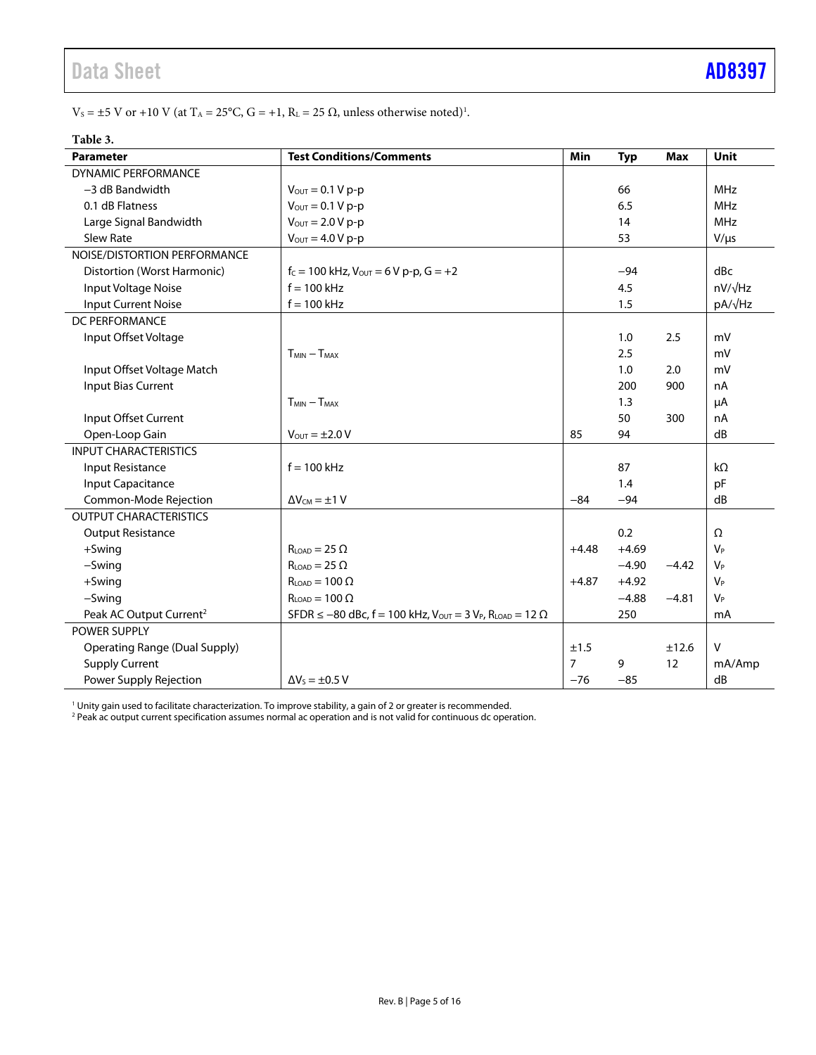$V_S = \pm 5$ V or +10 V (at $T_A = 25°C$, G = +1, $R_L = 25\ \Omega$, unless otherwise noted)[1].

**Table 3.**

| Parameter | Test Conditions/Comments | Min | Typ | Max | Unit |
|---|---|---|---|---|---|
| DYNAMIC PERFORMANCE | | | | | |
| −3 dB Bandwidth | $V_{OUT}$ = 0.1 V p-p | | 66 | | MHz |
| 0.1 dB Flatness | $V_{OUT}$ = 0.1 V p-p | | 6.5 | | MHz |
| Large Signal Bandwidth | $V_{OUT}$ = 2.0 V p-p | | 14 | | MHz |
| Slew Rate | $V_{OUT}$ = 4.0 V p-p | | 53 | | V/μs |
| NOISE/DISTORTION PERFORMANCE | | | | | |
| Distortion (Worst Harmonic) | $f_C$ = 100 kHz, $V_{OUT}$ = 6 V p-p, G = +2 | | −94 | | dBc |
| Input Voltage Noise | f = 100 kHz | | 4.5 | | nV/√Hz |
| Input Current Noise | f = 100 kHz | | 1.5 | | pA/√Hz |
| DC PERFORMANCE | | | | | |
| Input Offset Voltage | | | 1.0 | 2.5 | mV |
| | $T_{MIN} - T_{MAX}$ | | 2.5 | | mV |
| Input Offset Voltage Match | | | 1.0 | 2.0 | mV |
| Input Bias Current | | | 200 | 900 | nA |
| | $T_{MIN} - T_{MAX}$ | | 1.3 | | μA |
| Input Offset Current | | | 50 | 300 | nA |
| Open-Loop Gain | $V_{OUT}$ = ±2.0 V | 85 | 94 | | dB |
| INPUT CHARACTERISTICS | | | | | |
| Input Resistance | f = 100 kHz | | 87 | | kΩ |
| Input Capacitance | | | 1.4 | | pF |
| Common-Mode Rejection | $\Delta V_{CM}$ = ±1 V | −84 | −94 | | dB |
| OUTPUT CHARACTERISTICS | | | | | |
| Output Resistance | | | 0.2 | | Ω |
| +Swing | $R_{LOAD}$ = 25 Ω | +4.48 | +4.69 | | $V_P$ |
| −Swing | $R_{LOAD}$ = 25 Ω | | −4.90 | −4.42 | $V_P$ |
| +Swing | $R_{LOAD}$ = 100 Ω | +4.87 | +4.92 | | $V_P$ |
| −Swing | $R_{LOAD}$ = 100 Ω | | −4.88 | −4.81 | $V_P$ |
| Peak AC Output Current[2] | SFDR ≤ −80 dBc, f = 100 kHz, $V_{OUT}$ = 3 $V_P$, $R_{LOAD}$ = 12 Ω | | 250 | | mA |
| POWER SUPPLY | | | | | |
| Operating Range (Dual Supply) | | ±1.5 | | ±12.6 | V |
| Supply Current | | 7 | 9 | 12 | mA/Amp |
| Power Supply Rejection | $\Delta V_S$ = ±0.5 V | −76 | −85 | | dB |

[1] Unity gain used to facilitate characterization. To improve stability, a gain of 2 or greater is recommended.
[2] Peak ac output current specification assumes normal ac operation and is not valid for continuous dc operation.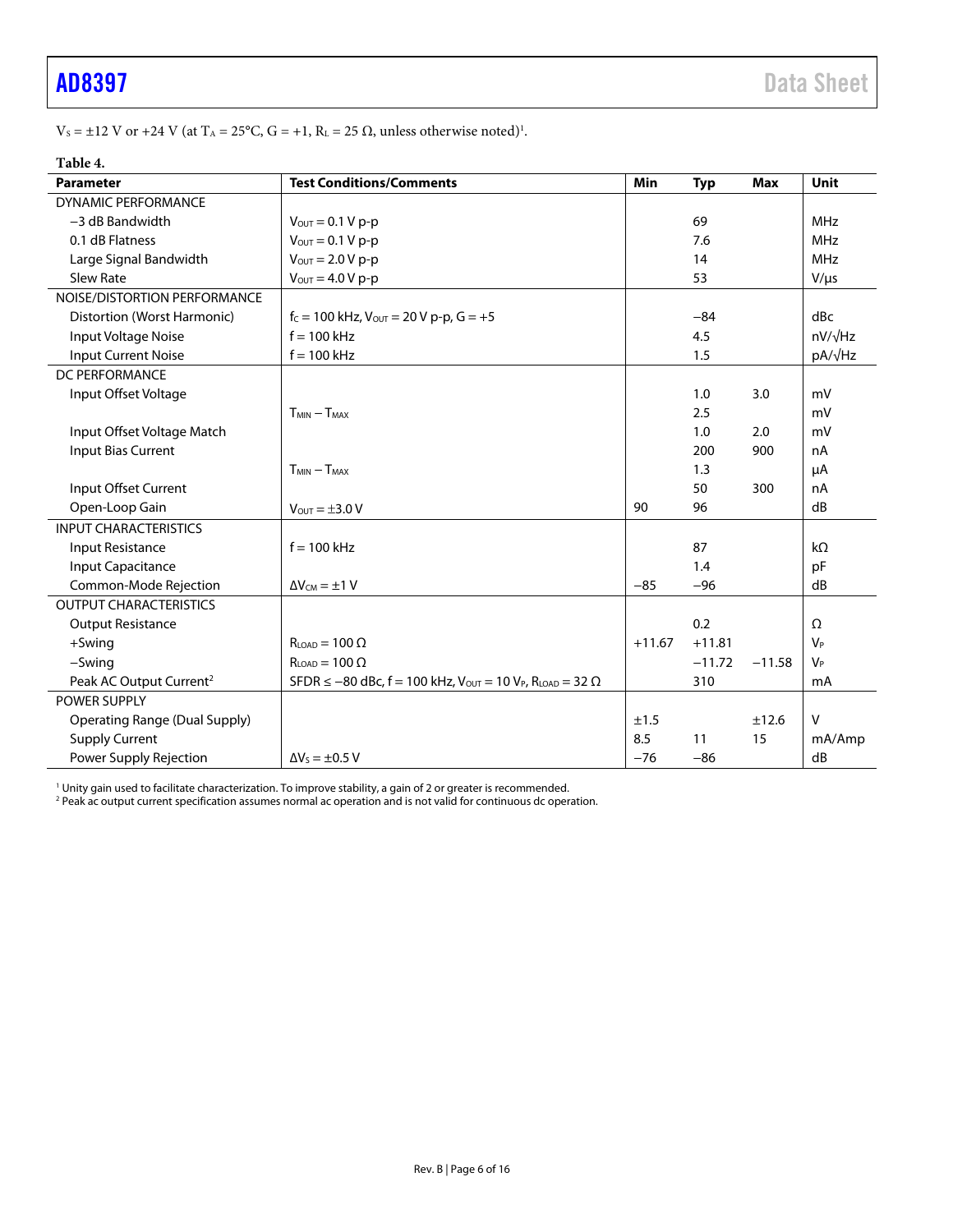$V_S$ = ±12 V or +24 V (at $T_A$ = 25°C, G = +1, $R_L$ = 25 Ω, unless otherwise noted)[1].

**Table 4.**

| Parameter | Test Conditions/Comments | Min | Typ | Max | Unit |
|---|---|---|---|---|---|
| DYNAMIC PERFORMANCE | | | | | |
| −3 dB Bandwidth | $V_{OUT}$ = 0.1 V p-p | | 69 | | MHz |
| 0.1 dB Flatness | $V_{OUT}$ = 0.1 V p-p | | 7.6 | | MHz |
| Large Signal Bandwidth | $V_{OUT}$ = 2.0 V p-p | | 14 | | MHz |
| Slew Rate | $V_{OUT}$ = 4.0 V p-p | | 53 | | V/μs |
| NOISE/DISTORTION PERFORMANCE | | | | | |
| Distortion (Worst Harmonic) | $f_C$ = 100 kHz, $V_{OUT}$ = 20 V p-p, G = +5 | | −84 | | dBc |
| Input Voltage Noise | f = 100 kHz | | 4.5 | | nV/√Hz |
| Input Current Noise | f = 100 kHz | | 1.5 | | pA/√Hz |
| DC PERFORMANCE | | | | | |
| Input Offset Voltage | | | 1.0 | 3.0 | mV |
| | $T_{MIN}$ − $T_{MAX}$ | | 2.5 | | mV |
| Input Offset Voltage Match | | | 1.0 | 2.0 | mV |
| Input Bias Current | | | 200 | 900 | nA |
| | $T_{MIN}$ − $T_{MAX}$ | | 1.3 | | μA |
| Input Offset Current | | | 50 | 300 | nA |
| Open-Loop Gain | $V_{OUT}$ = ±3.0 V | 90 | 96 | | dB |
| INPUT CHARACTERISTICS | | | | | |
| Input Resistance | f = 100 kHz | | 87 | | kΩ |
| Input Capacitance | | | 1.4 | | pF |
| Common-Mode Rejection | $\Delta V_{CM}$ = ±1 V | −85 | −96 | | dB |
| OUTPUT CHARACTERISTICS | | | | | |
| Output Resistance | | | 0.2 | | Ω |
| +Swing | $R_{LOAD}$ = 100 Ω | +11.67 | +11.81 | | $V_P$ |
| −Swing | $R_{LOAD}$ = 100 Ω | | −11.72 | −11.58 | $V_P$ |
| Peak AC Output Current[2] | SFDR ≤ −80 dBc, f = 100 kHz, $V_{OUT}$ = 10 $V_P$, $R_{LOAD}$ = 32 Ω | | 310 | | mA |
| POWER SUPPLY | | | | | |
| Operating Range (Dual Supply) | | ±1.5 | | ±12.6 | V |
| Supply Current | | 8.5 | 11 | 15 | mA/Amp |
| Power Supply Rejection | $\Delta V_S$ = ±0.5 V | −76 | −86 | | dB |

[1] Unity gain used to facilitate characterization. To improve stability, a gain of 2 or greater is recommended.
[2] Peak ac output current specification assumes normal ac operation and is not valid for continuous dc operation.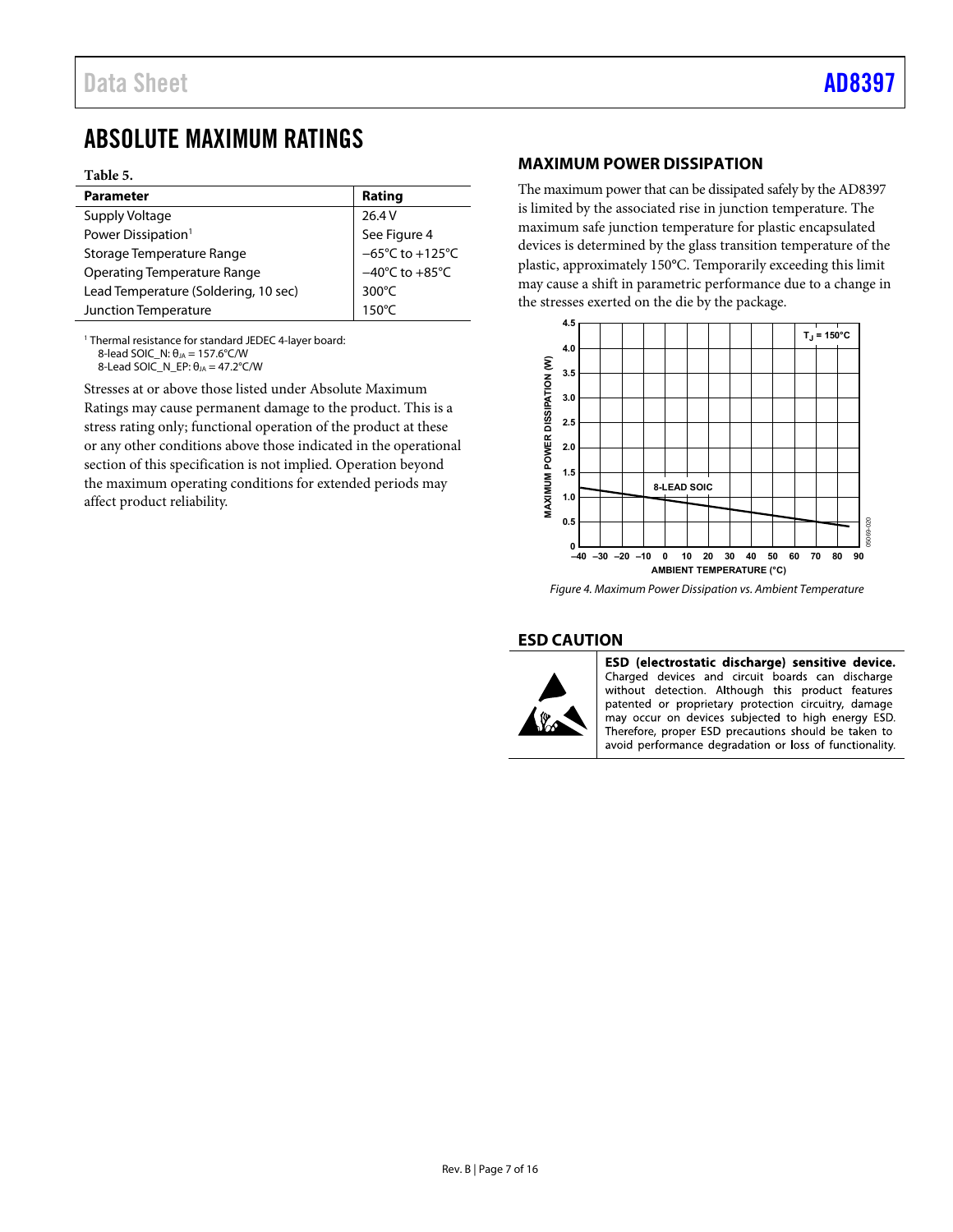# ABSOLUTE MAXIMUM RATINGS

**Table 5.**

| Parameter | Rating |
|---|---|
| Supply Voltage | 26.4 V |
| Power Dissipation[1] | See Figure 4 |
| Storage Temperature Range | −65°C to +125°C |
| Operating Temperature Range | −40°C to +85°C |
| Lead Temperature (Soldering, 10 sec) | 300°C |
| Junction Temperature | 150°C |

[1] Thermal resistance for standard JEDEC 4-layer board:
8-lead SOIC_N: $\theta_{JA}$ = 157.6°C/W
8-Lead SOIC_N_EP: $\theta_{JA}$ = 47.2°C/W

Stresses at or above those listed under Absolute Maximum Ratings may cause permanent damage to the product. This is a stress rating only; functional operation of the product at these or any other conditions above those indicated in the operational section of this specification is not implied. Operation beyond the maximum operating conditions for extended periods may affect product reliability.

## MAXIMUM POWER DISSIPATION

The maximum power that can be dissipated safely by the AD8397 is limited by the associated rise in junction temperature. The maximum safe junction temperature for plastic encapsulated devices is determined by the glass transition temperature of the plastic, approximately 150°C. Temporarily exceeding this limit may cause a shift in parametric performance due to a change in the stresses exerted on the die by the package.

*Figure 4. Maximum Power Dissipation vs. Ambient Temperature*

## ESD CAUTION

**ESD (electrostatic discharge) sensitive device.** Charged devices and circuit boards can discharge without detection. Although this product features patented or proprietary protection circuitry, damage may occur on devices subjected to high energy ESD. Therefore, proper ESD precautions should be taken to avoid performance degradation or loss of functionality.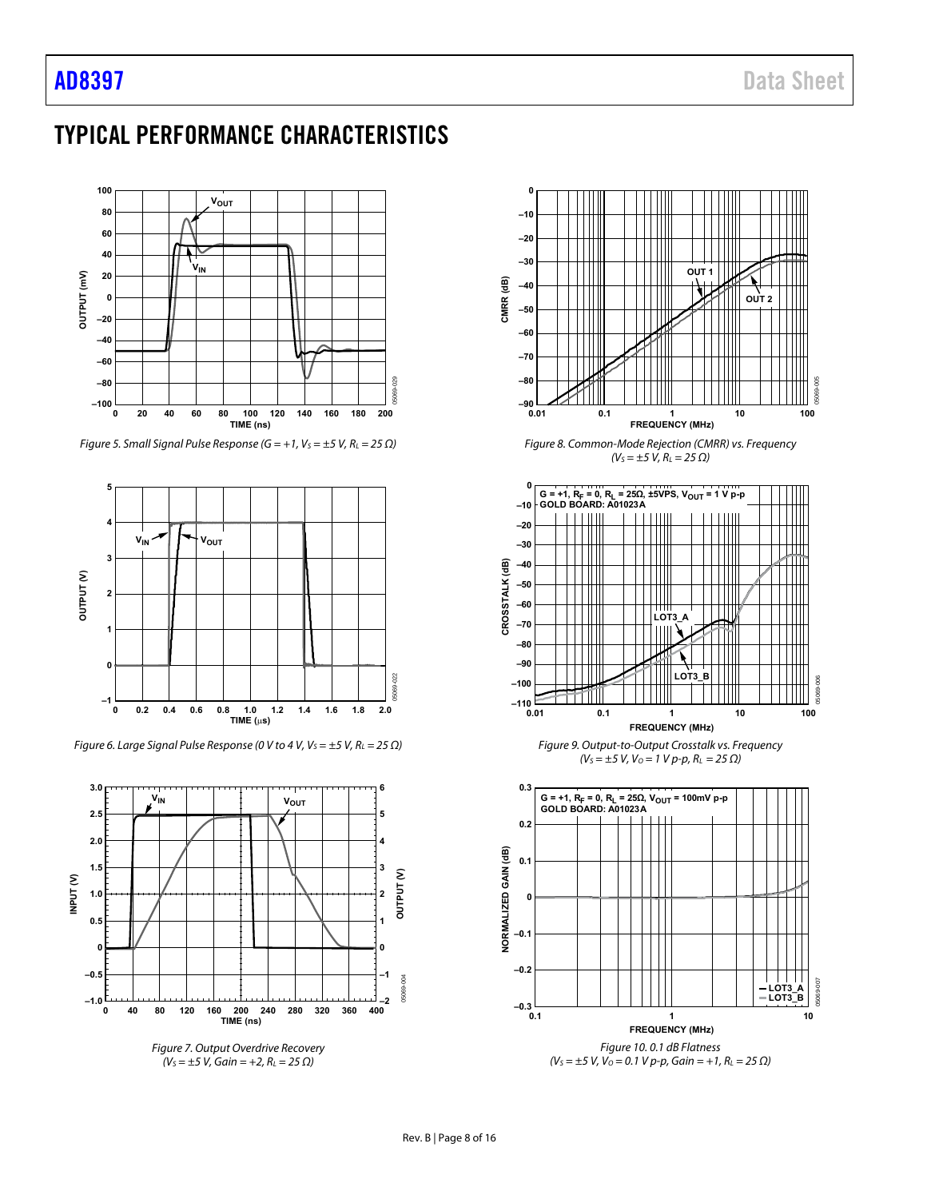# TYPICAL PERFORMANCE CHARACTERISTICS

*Figure 5. Small Signal Pulse Response (G = +1, $V_S$ = ±5 V, $R_L$ = 25 Ω)*

*Figure 6. Large Signal Pulse Response (0 V to 4 V, $V_S$ = ±5 V, $R_L$ = 25 Ω)*

*Figure 7. Output Overdrive Recovery ($V_S$ = ±5 V, Gain = +2, $R_L$ = 25 Ω)*

*Figure 8. Common-Mode Rejection (CMRR) vs. Frequency ($V_S$ = ±5 V, $R_L$ = 25 Ω)*

*Figure 9. Output-to-Output Crosstalk vs. Frequency ($V_S$ = ±5 V, $V_O$ = 1 V p-p, $R_L$ = 25 Ω)*

*Figure 10. 0.1 dB Flatness ($V_S$ = ±5 V, $V_O$ = 0.1 V p-p, Gain = +1, $R_L$ = 25 Ω)*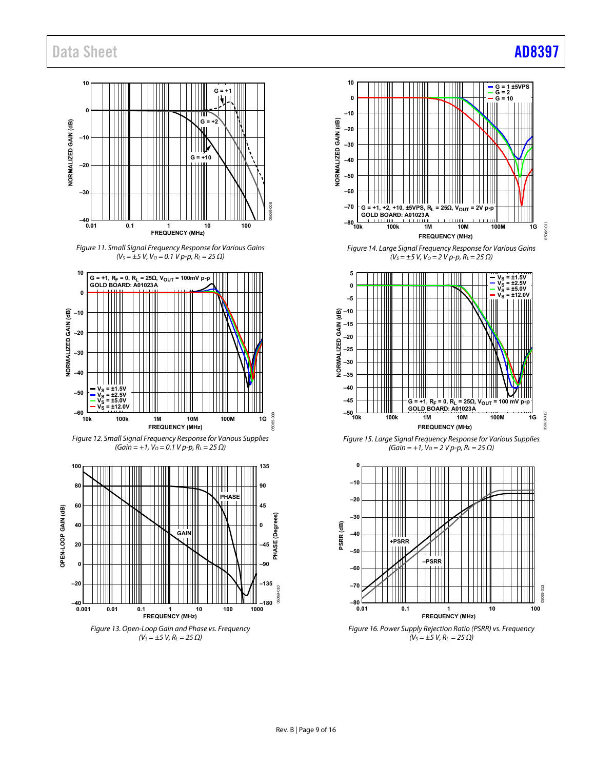Figure 11. Small Signal Frequency Response for Various Gains ($V_S$ = ±5 V, $V_O$ = 0.1 V p-p, $R_L$ = 25 Ω)

Figure 12. Small Signal Frequency Response for Various Supplies (Gain = +1, $V_O$ = 0.1 V p-p, $R_L$ = 25 Ω)

Figure 13. Open-Loop Gain and Phase vs. Frequency ($V_S$ = ±5 V, $R_L$ = 25 Ω)

Figure 14. Large Signal Frequency Response for Various Gains ($V_S$ = ±5 V, $V_O$ = 2 V p-p, $R_L$ = 25 Ω)

Figure 15. Large Signal Frequency Response for Various Supplies (Gain = +1, $V_O$ = 2 V p-p, $R_L$ = 25 Ω)

Figure 16. Power Supply Rejection Ratio (PSRR) vs. Frequency ($V_S$ = ±5 V, $R_L$ = 25 Ω)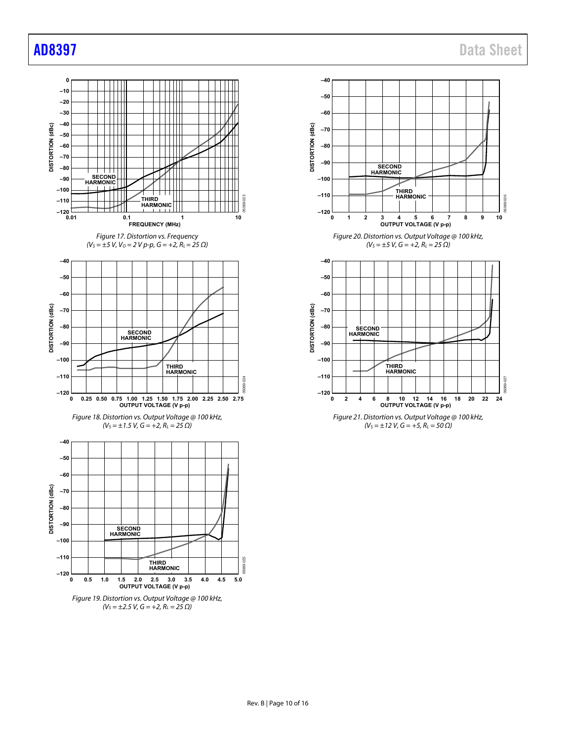Figure 17. Distortion vs. Frequency ($V_S$ = ±5 V, $V_O$ = 2 V p-p, G = +2, $R_L$ = 25 Ω)

Figure 18. Distortion vs. Output Voltage @ 100 kHz, ($V_S$ = ±1.5 V, G = +2, $R_L$ = 25 Ω)

Figure 19. Distortion vs. Output Voltage @ 100 kHz, ($V_S$ = ±2.5 V, G = +2, $R_L$ = 25 Ω)

Figure 20. Distortion vs. Output Voltage @ 100 kHz, ($V_S$ = ±5 V, G = +2, $R_L$ = 25 Ω)

Figure 21. Distortion vs. Output Voltage @ 100 kHz, ($V_S$ = ±12 V, G = +5, $R_L$ = 50 Ω)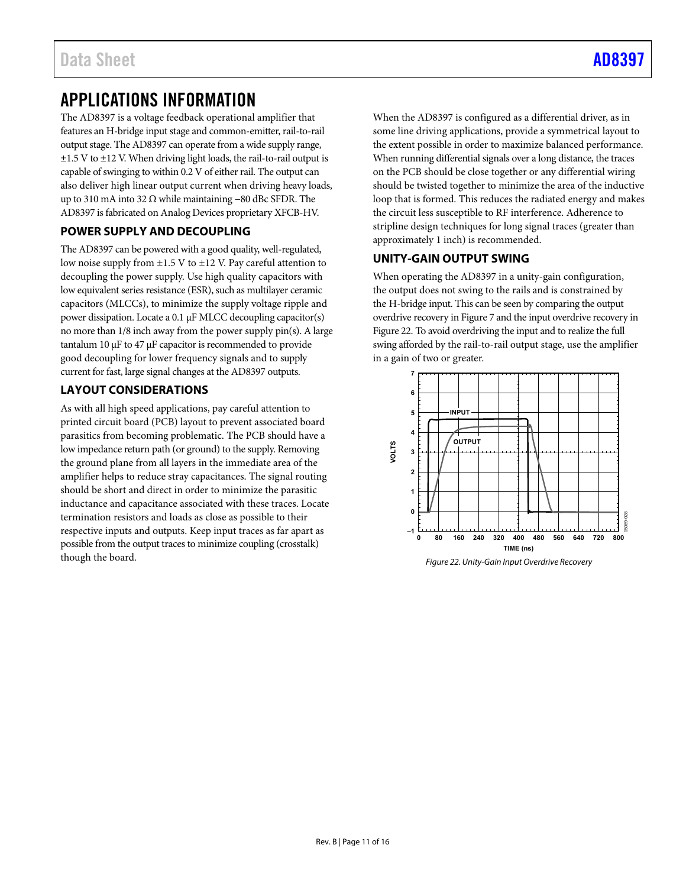# APPLICATIONS INFORMATION

The AD8397 is a voltage feedback operational amplifier that features an H-bridge input stage and common-emitter, rail-to-rail output stage. The AD8397 can operate from a wide supply range, ±1.5 V to ±12 V. When driving light loads, the rail-to-rail output is capable of swinging to within 0.2 V of either rail. The output can also deliver high linear output current when driving heavy loads, up to 310 mA into 32 Ω while maintaining −80 dBc SFDR. The AD8397 is fabricated on Analog Devices proprietary XFCB-HV.

## POWER SUPPLY AND DECOUPLING

The AD8397 can be powered with a good quality, well-regulated, low noise supply from ±1.5 V to ±12 V. Pay careful attention to decoupling the power supply. Use high quality capacitors with low equivalent series resistance (ESR), such as multilayer ceramic capacitors (MLCCs), to minimize the supply voltage ripple and power dissipation. Locate a 0.1 µF MLCC decoupling capacitor(s) no more than 1/8 inch away from the power supply pin(s). A large tantalum 10 µF to 47 µF capacitor is recommended to provide good decoupling for lower frequency signals and to supply current for fast, large signal changes at the AD8397 outputs.

## LAYOUT CONSIDERATIONS

As with all high speed applications, pay careful attention to printed circuit board (PCB) layout to prevent associated board parasitics from becoming problematic. The PCB should have a low impedance return path (or ground) to the supply. Removing the ground plane from all layers in the immediate area of the amplifier helps to reduce stray capacitances. The signal routing should be short and direct in order to minimize the parasitic inductance and capacitance associated with these traces. Locate termination resistors and loads as close as possible to their respective inputs and outputs. Keep input traces as far apart as possible from the output traces to minimize coupling (crosstalk) though the board.

When the AD8397 is configured as a differential driver, as in some line driving applications, provide a symmetrical layout to the extent possible in order to maximize balanced performance. When running differential signals over a long distance, the traces on the PCB should be close together or any differential wiring should be twisted together to minimize the area of the inductive loop that is formed. This reduces the radiated energy and makes the circuit less susceptible to RF interference. Adherence to stripline design techniques for long signal traces (greater than approximately 1 inch) is recommended.

## UNITY-GAIN OUTPUT SWING

When operating the AD8397 in a unity-gain configuration, the output does not swing to the rails and is constrained by the H-bridge input. This can be seen by comparing the output overdrive recovery in Figure 7 and the input overdrive recovery in Figure 22. To avoid overdriving the input and to realize the full swing afforded by the rail-to-rail output stage, use the amplifier in a gain of two or greater.

*Figure 22. Unity-Gain Input Overdrive Recovery*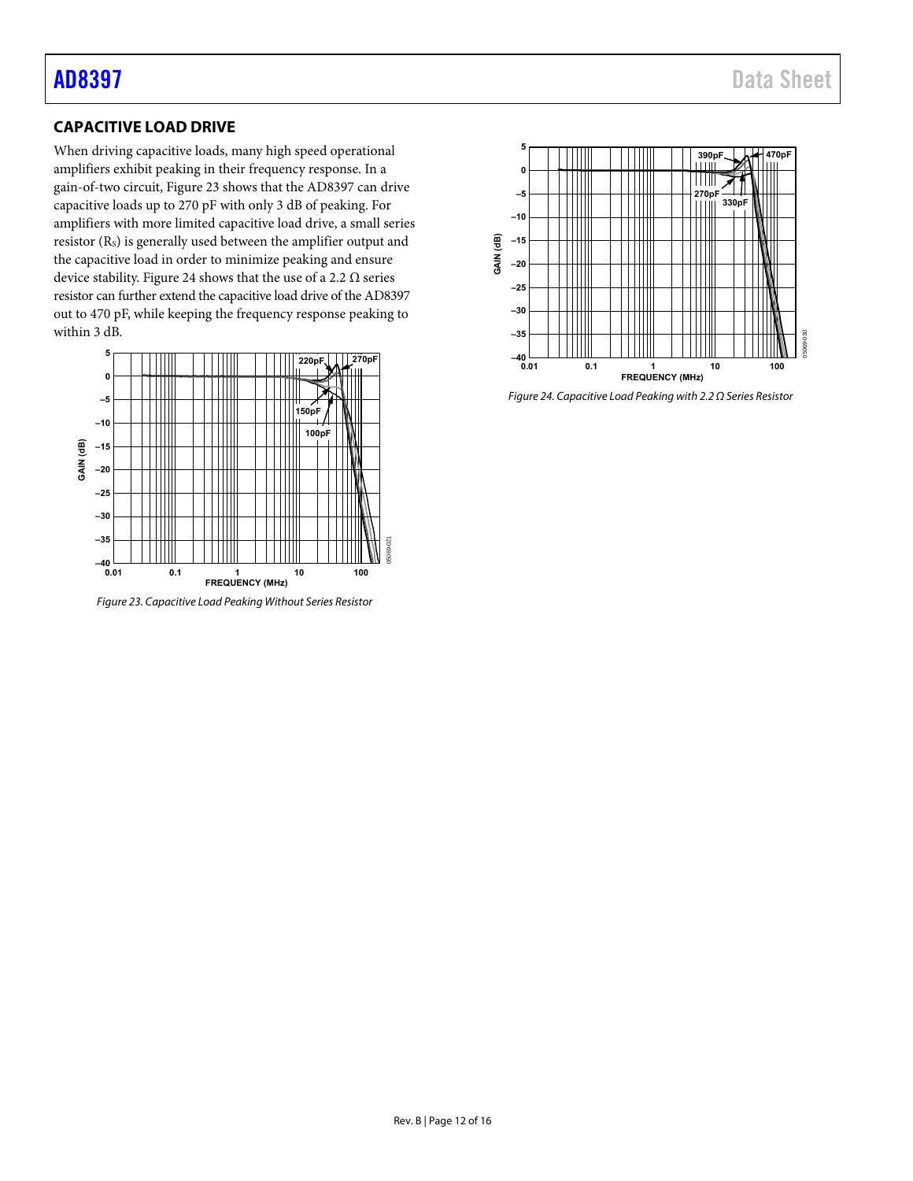## CAPACITIVE LOAD DRIVE

When driving capacitive loads, many high speed operational amplifiers exhibit peaking in their frequency response. In a gain-of-two circuit, Figure 23 shows that the AD8397 can drive capacitive loads up to 270 pF with only 3 dB of peaking. For amplifiers with more limited capacitive load drive, a small series resistor ($R_S$) is generally used between the amplifier output and the capacitive load in order to minimize peaking and ensure device stability. Figure 24 shows that the use of a 2.2 Ω series resistor can further extend the capacitive load drive of the AD8397 out to 470 pF, while keeping the frequency response peaking to within 3 dB.

*Figure 23. Capacitive Load Peaking Without Series Resistor*

*Figure 24. Capacitive Load Peaking with 2.2 Ω Series Resistor*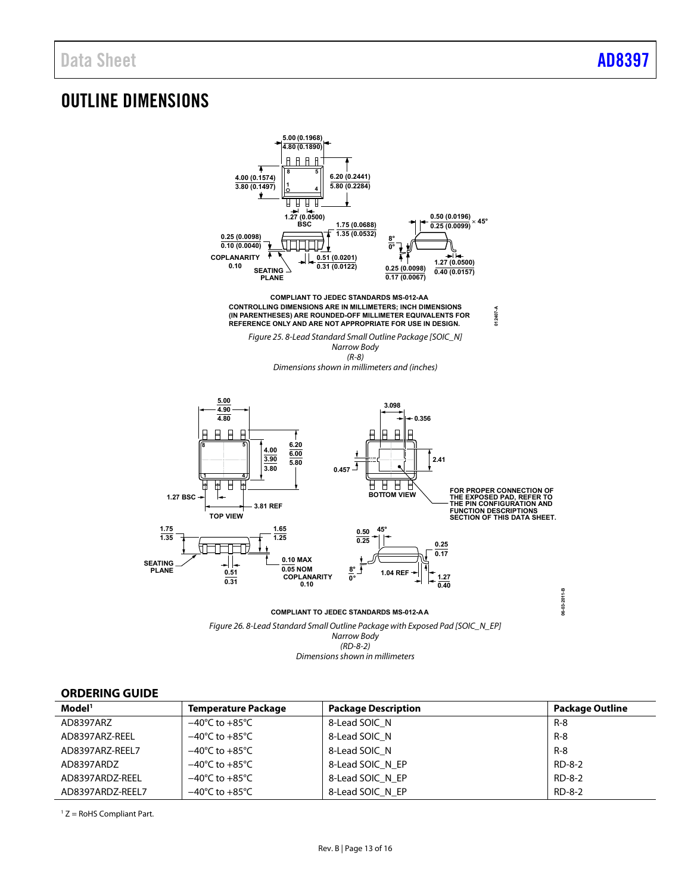# OUTLINE DIMENSIONS

COMPLIANT TO JEDEC STANDARDS MS-012-AA
CONTROLLING DIMENSIONS ARE IN MILLIMETERS; INCH DIMENSIONS (IN PARENTHESES) ARE ROUNDED-OFF MILLIMETER EQUIVALENTS FOR REFERENCE ONLY AND ARE NOT APPROPRIATE FOR USE IN DESIGN.

*Figure 25. 8-Lead Standard Small Outline Package [SOIC_N]*
*Narrow Body*
*(R-8)*
*Dimensions shown in millimeters and (inches)*

FOR PROPER CONNECTION OF THE EXPOSED PAD, REFER TO THE PIN CONFIGURATION AND FUNCTION DESCRIPTIONS SECTION OF THIS DATA SHEET.

COMPLIANT TO JEDEC STANDARDS MS-012-AA

*Figure 26. 8-Lead Standard Small Outline Package with Exposed Pad [SOIC_N_EP]*
*Narrow Body*
*(RD-8-2)*
*Dimensions shown in millimeters*

## ORDERING GUIDE

| Model[1] | Temperature Package | Package Description | Package Outline |
|---|---|---|---|
| AD8397ARZ | −40°C to +85°C | 8-Lead SOIC_N | R-8 |
| AD8397ARZ-REEL | −40°C to +85°C | 8-Lead SOIC_N | R-8 |
| AD8397ARZ-REEL7 | −40°C to +85°C | 8-Lead SOIC_N | R-8 |
| AD8397ARDZ | −40°C to +85°C | 8-Lead SOIC_N_EP | RD-8-2 |
| AD8397ARDZ-REEL | −40°C to +85°C | 8-Lead SOIC_N_EP | RD-8-2 |
| AD8397ARDZ-REEL7 | −40°C to +85°C | 8-Lead SOIC_N_EP | RD-8-2 |

[1] Z = RoHS Compliant Part.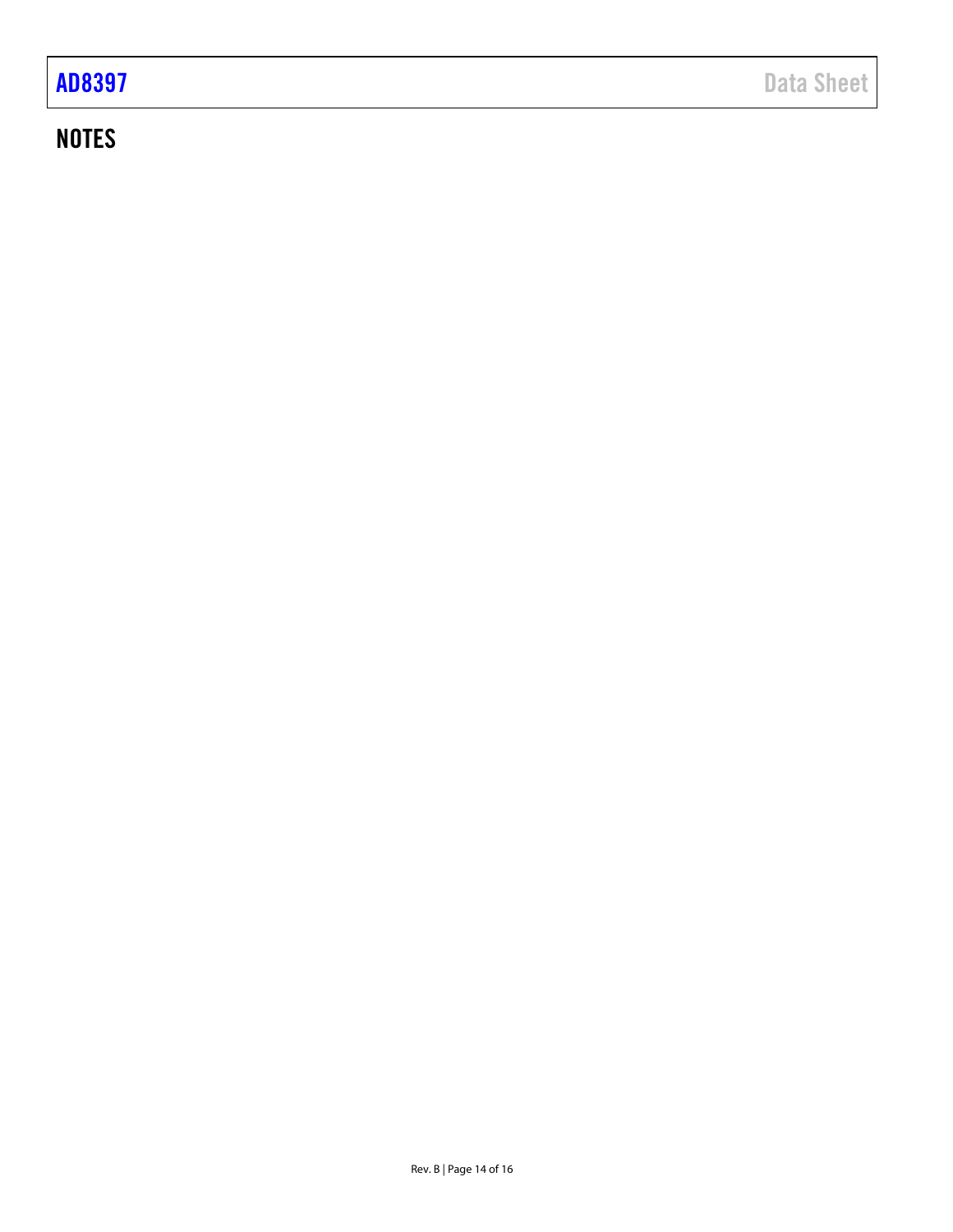## NOTES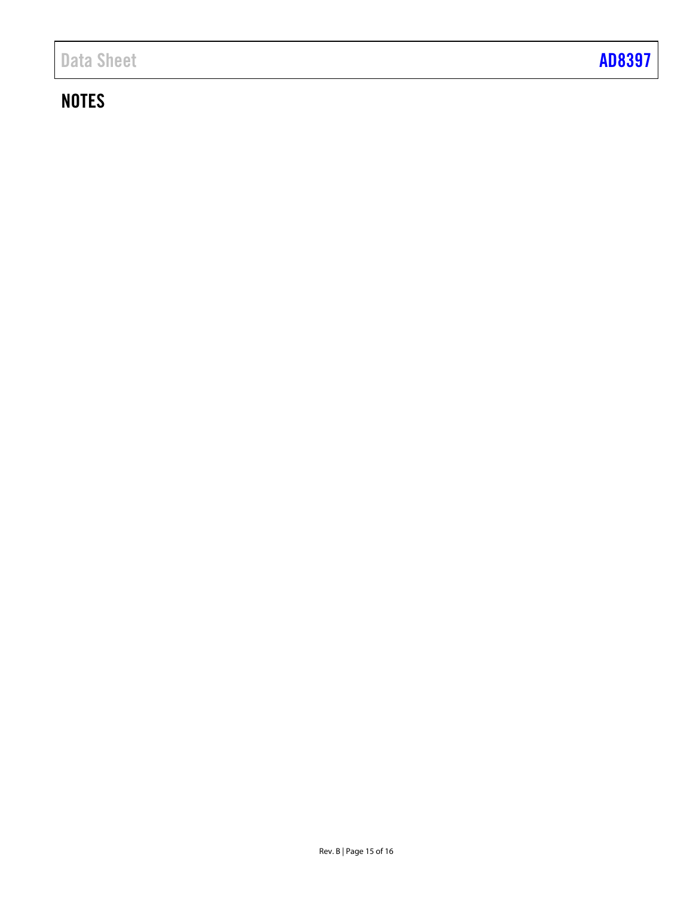## NOTES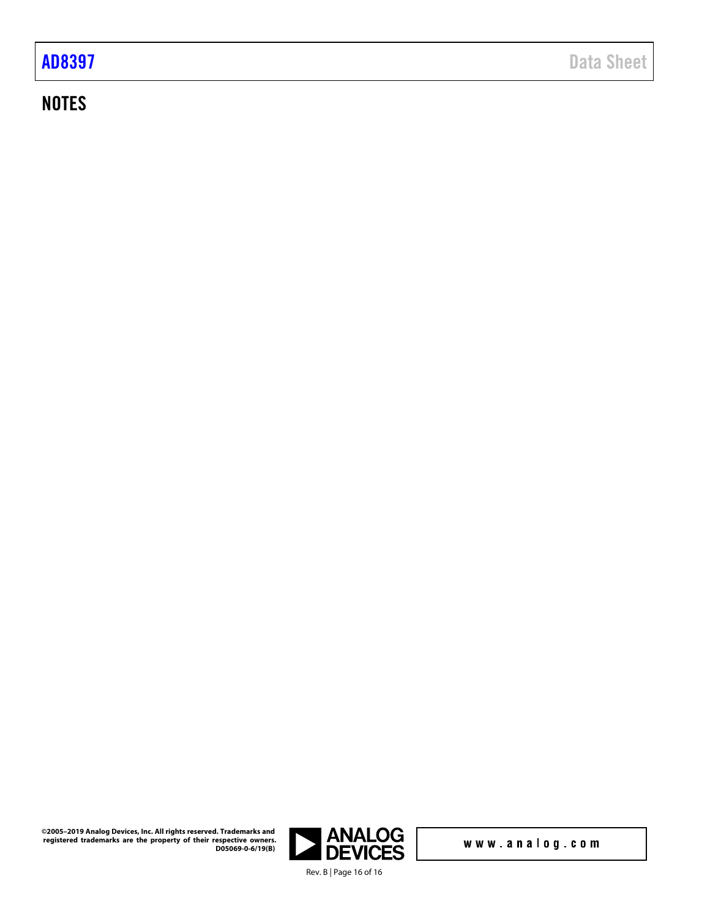## NOTES

©2005–2019 Analog Devices, Inc. All rights reserved. Trademarks and registered trademarks are the property of their respective owners.
D05069-0-6/19(B)

www.analog.com